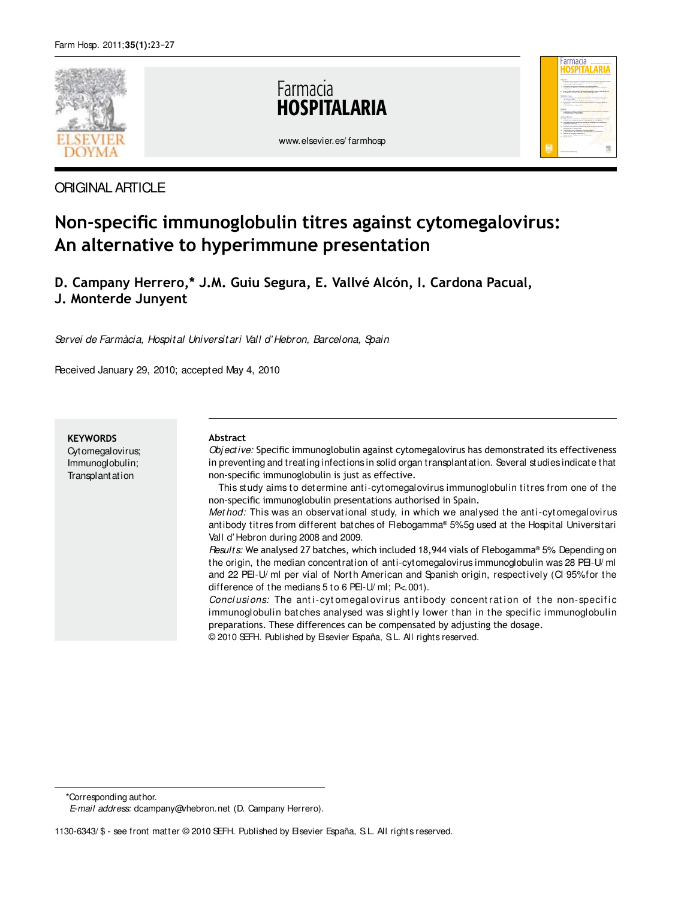ORIGINAL ARTICLE

# Non-specific immunoglobulin titres against cytomegalovirus: An alternative to hyperimmune presentation

**D. Campany Herrero,\* J.M. Guiu Segura, E. Vallvé Alcón, I. Cardona Pacual, J. Monterde Junyent**

*Servei de Farmàcia, Hospital Universitari Vall d'Hebron, Barcelona, Spain*

Received January 29, 2010; accepted May 4, 2010

**KEYWORDS**
Cytomegalovirus;
Immunoglobulin;
Transplantation

**Abstract**

*Objective:* Specific immunoglobulin against cytomegalovirus has demonstrated its effectiveness in preventing and treating infections in solid organ transplantation. Several studies indicate that non-specific immunoglobulin is just as effective.

This study aims to determine anti-cytomegalovirus immunoglobulin titres from one of the non-specific immunoglobulin presentations authorised in Spain.

*Method:* This was an observational study, in which we analysed the anti-cytomegalovirus antibody titres from different batches of Flebogamma® 5%5g used at the Hospital Universitari Vall d'Hebron during 2008 and 2009.

*Results:* We analysed 27 batches, which included 18,944 vials of Flebogamma® 5% Depending on the origin, the median concentration of anti-cytomegalovirus immunoglobulin was 28 PEI-U/ml and 22 PEI-U/ml per vial of North American and Spanish origin, respectively (CI 95%for the difference of the medians 5 to 6 PEI-U/ml; P<.001).

*Conclusions:* The anti-cytomegalovirus antibody concentration of the non-specific immunoglobulin batches analysed was slightly lower than in the specific immunoglobulin preparations. These differences can be compensated by adjusting the dosage.

© 2010 SEFH. Published by Elsevier España, S.L. All rights reserved.

\*Corresponding author.
*E-mail address:* dcampany@vhebron.net (D. Campany Herrero).

1130-6343/$ - see front matter © 2010 SEFH. Published by Elsevier España, S.L. All rights reserved.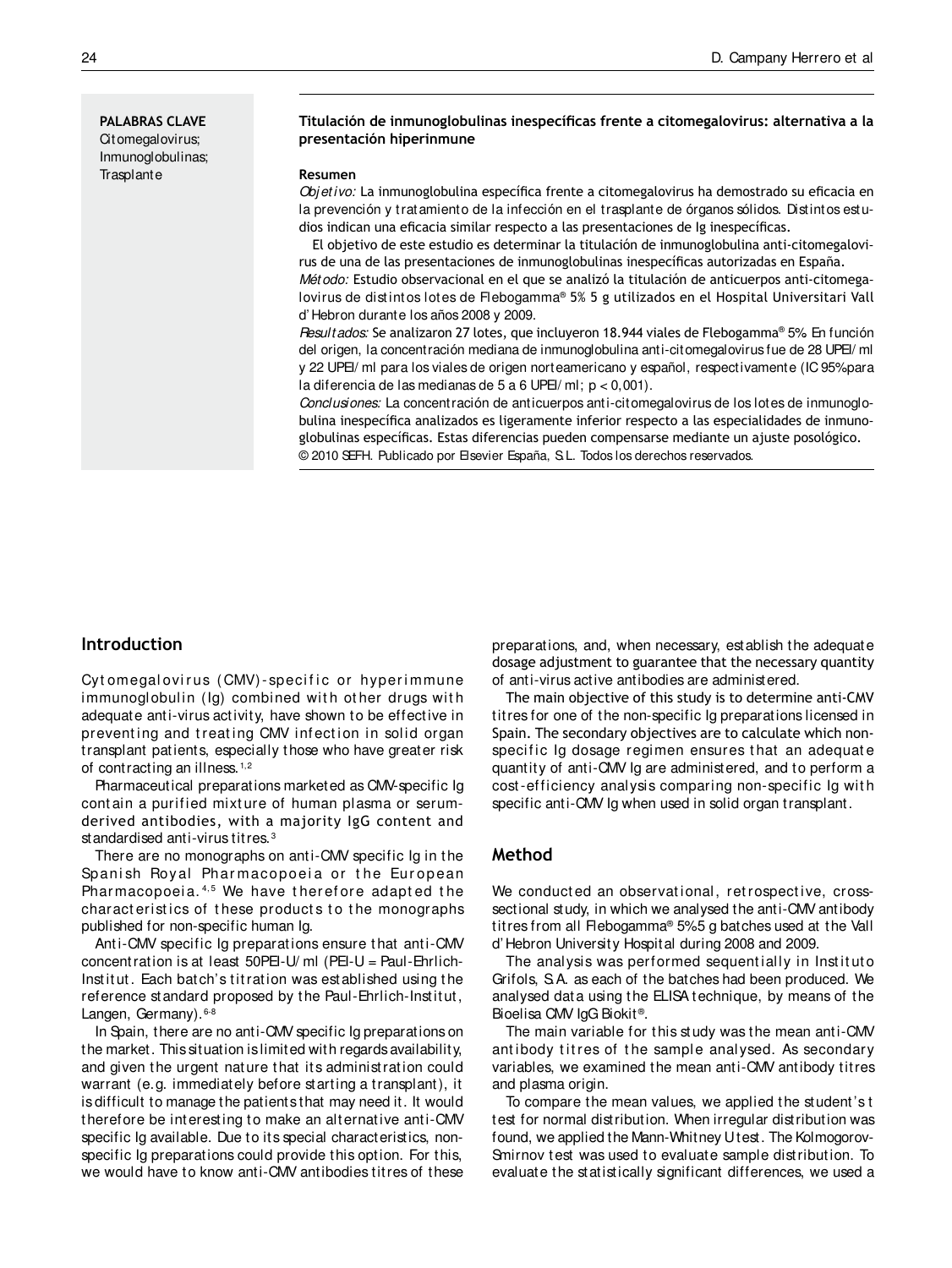**PALABRAS CLAVE**
Citomegalovirus;
Inmunoglobulinas;
Trasplante

**Titulación de inmunoglobulinas inespecíficas frente a citomegalovirus: alternativa a la presentación hiperinmune**

**Resumen**

*Objetivo:* La inmunoglobulina específica frente a citomegalovirus ha demostrado su eficacia en la prevención y tratamiento de la infección en el trasplante de órganos sólidos. Distintos estudios indican una eficacia similar respecto a las presentaciones de Ig inespecíficas.

El objetivo de este estudio es determinar la titulación de inmunoglobulina anti-citomegalovirus de una de las presentaciones de inmunoglobulinas inespecíficas autorizadas en España.

*Método:* Estudio observacional en el que se analizó la titulación de anticuerpos anti-citomegalovirus de distintos lotes de Flebogamma® 5% 5 g utilizados en el Hospital Universitari Vall d'Hebron durante los años 2008 y 2009.

*Resultados:* Se analizaron 27 lotes, que incluyeron 18.944 viales de Flebogamma® 5%. En función del origen, la concentración mediana de inmunoglobulina anti-citomegalovirus fue de 28 UPEI/ml y 22 UPEI/ml para los viales de origen norteamericano y español, respectivamente (IC 95% para la diferencia de las medianas de 5 a 6 UPEI/ml; $p < 0{,}001$).

*Conclusiones:* La concentración de anticuerpos anti-citomegalovirus de los lotes de inmunoglobulina inespecífica analizados es ligeramente inferior respecto a las especialidades de inmunoglobulinas específicas. Estas diferencias pueden compensarse mediante un ajuste posológico.

© 2010 SEFH. Publicado por Elsevier España, S.L. Todos los derechos reservados.

## Introduction

Cytomegalovirus (CMV)-specific or hyperimmune immunoglobulin (Ig) combined with other drugs with adequate anti-virus activity, have shown to be effective in preventing and treating CMV infection in solid organ transplant patients, especially those who have greater risk of contracting an illness.[1,2]

Pharmaceutical preparations marketed as CMV-specific Ig contain a purified mixture of human plasma or serum-derived antibodies, with a majority IgG content and standardised anti-virus titres.[3]

There are no monographs on anti-CMV specific Ig in the Spanish Royal Pharmacopoeia or the European Pharmacopoeia.[4,5] We have therefore adapted the characteristics of these products to the monographs published for non-specific human Ig.

Anti-CMV specific Ig preparations ensure that anti-CMV concentration is at least 50PEI-U/ml (PEI-U = Paul-Ehrlich-Institut. Each batch's titration was established using the reference standard proposed by the Paul-Ehrlich-Institut, Langen, Germany).[6-8]

In Spain, there are no anti-CMV specific Ig preparations on the market. This situation is limited with regards availability, and given the urgent nature that its administration could warrant (e.g. immediately before starting a transplant), it is difficult to manage the patients that may need it. It would therefore be interesting to make an alternative anti-CMV specific Ig available. Due to its special characteristics, non-specific Ig preparations could provide this option. For this, we would have to know anti-CMV antibodies titres of these preparations, and, when necessary, establish the adequate dosage adjustment to guarantee that the necessary quantity of anti-virus active antibodies are administered.

The main objective of this study is to determine anti-CMV titres for one of the non-specific Ig preparations licensed in Spain. The secondary objectives are to calculate which non-specific Ig dosage regimen ensures that an adequate quantity of anti-CMV Ig are administered, and to perform a cost-efficiency analysis comparing non-specific Ig with specific anti-CMV Ig when used in solid organ transplant.

## Method

We conducted an observational, retrospective, cross-sectional study, in which we analysed the anti-CMV antibody titres from all Flebogamma® 5%5 g batches used at the Vall d'Hebron University Hospital during 2008 and 2009.

The analysis was performed sequentially in Instituto Grifols, S.A. as each of the batches had been produced. We analysed data using the ELISA technique, by means of the Bioelisa CMV IgG Biokit®.

The main variable for this study was the mean anti-CMV antibody titres of the sample analysed. As secondary variables, we examined the mean anti-CMV antibody titres and plasma origin.

To compare the mean values, we applied the student's t test for normal distribution. When irregular distribution was found, we applied the Mann-Whitney U test. The Kolmogorov-Smirnov test was used to evaluate sample distribution. To evaluate the statistically significant differences, we used a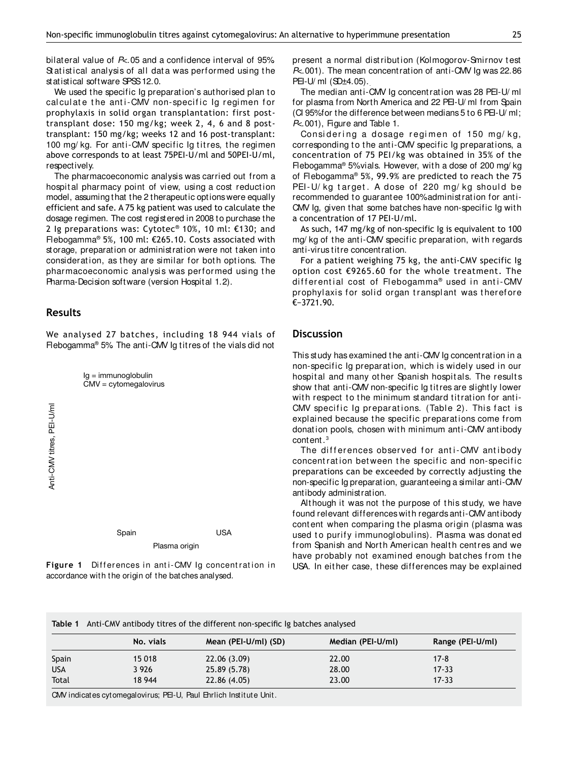bilateral value of $P<.05$ and a confidence interval of 95%. Statistical analysis of all data was performed using the statistical software SPSS 12.0.

We used the specific Ig preparation's authorised plan to calculate the anti-CMV non-specific Ig regimen for prophylaxis in solid organ transplantation: first post-transplant dose: 150 mg/kg; week 2, 4, 6 and 8 post-transplant: 150 mg/kg; weeks 12 and 16 post-transplant: 100 mg/kg. For anti-CMV specific Ig titres, the regimen above corresponds to at least 75PEI-U/ml and 50PEI-U/ml, respectively.

The pharmacoeconomic analysis was carried out from a hospital pharmacy point of view, using a cost reduction model, assuming that the 2 therapeutic options were equally efficient and safe. A 75 kg patient was used to calculate the dosage regimen. The cost registered in 2008 to purchase the 2 Ig preparations was: Cytotec® 10%, 10 ml: €130; and Flebogamma® 5%, 100 ml: €265.10. Costs associated with storage, preparation or administration were not taken into consideration, as they are similar for both options. The pharmacoeconomic analysis was performed using the Pharma-Decision software (version Hospital 1.2).

## Results

We analysed 27 batches, including 18 944 vials of Flebogamma® 5%. The anti-CMV Ig titres of the vials did not present a normal distribution (Kolmogorov-Smirnov test $P<.001$). The mean concentration of anti-CMV Ig was 22.86 PEI-U/ml (SD±4.05).

The median anti-CMV Ig concentration was 28 PEI-U/ml for plasma from North America and 22 PEI-U/ml from Spain (CI 95% for the difference between medians 5 to 6 PEI-U/ml; $P<.001$), Figure and Table 1.

Considering a dosage regimen of 150 mg/kg, corresponding to the anti-CMV specific Ig preparations, a concentration of 75 PEI/kg was obtained in 35% of the Flebogamma® 5% vials. However, with a dose of 200 mg/kg of Flebogamma® 5%, 99.9% are predicted to reach the 75 PEI-U/kg target. A dose of 220 mg/kg should be recommended to guarantee 100% administration for anti-CMV Ig, given that some batches have non-specific Ig with a concentration of 17 PEI-U/ml.

As such, 147 mg/kg of non-specific Ig is equivalent to 100 mg/kg of the anti-CMV specific preparation, with regards anti-virus titre concentration.

For a patient weighing 75 kg, the anti-CMV specific Ig option cost €9265.60 for the whole treatment. The differential cost of Flebogamma® used in anti-CMV prophylaxis for solid organ transplant was therefore €−3721.90.

Ig = immunoglobulin
CMV = cytomegalovirus

Anti-CMV titres, PEI-U/ml

Spain USA

Plasma origin

**Figure 1** Differences in anti-CMV Ig concentration in accordance with the origin of the batches analysed.

## Discussion

This study has examined the anti-CMV Ig concentration in a non-specific Ig preparation, which is widely used in our hospital and many other Spanish hospitals. The results show that anti-CMV non-specific Ig titres are slightly lower with respect to the minimum standard titration for anti-CMV specific Ig preparations. (Table 2). This fact is explained because the specific preparations come from donation pools, chosen with minimum anti-CMV antibody content.[3]

The differences observed for anti-CMV antibody concentration between the specific and non-specific preparations can be exceeded by correctly adjusting the non-specific Ig preparation, guaranteeing a similar anti-CMV antibody administration.

Although it was not the purpose of this study, we have found relevant differences with regards anti-CMV antibody content when comparing the plasma origin (plasma was used to purify immunoglobulins). Plasma was donated from Spanish and North American health centres and we have probably not examined enough batches from the USA. In either case, these differences may be explained

**Table 1** Anti-CMV antibody titres of the different non-specific Ig batches analysed

| | No. vials | Mean (PEI-U/ml) (SD) | Median (PEI-U/ml) | Range (PEI-U/ml) |
|---|---|---|---|---|
| Spain | 15 018 | 22.06 (3.09) | 22.00 | 17-8 |
| USA | 3 926 | 25.89 (5.78) | 28.00 | 17-33 |
| Total | 18 944 | 22.86 (4.05) | 23.00 | 17-33 |

CMV indicates cytomegalovirus; PEI-U, Paul Ehrlich Institute Unit.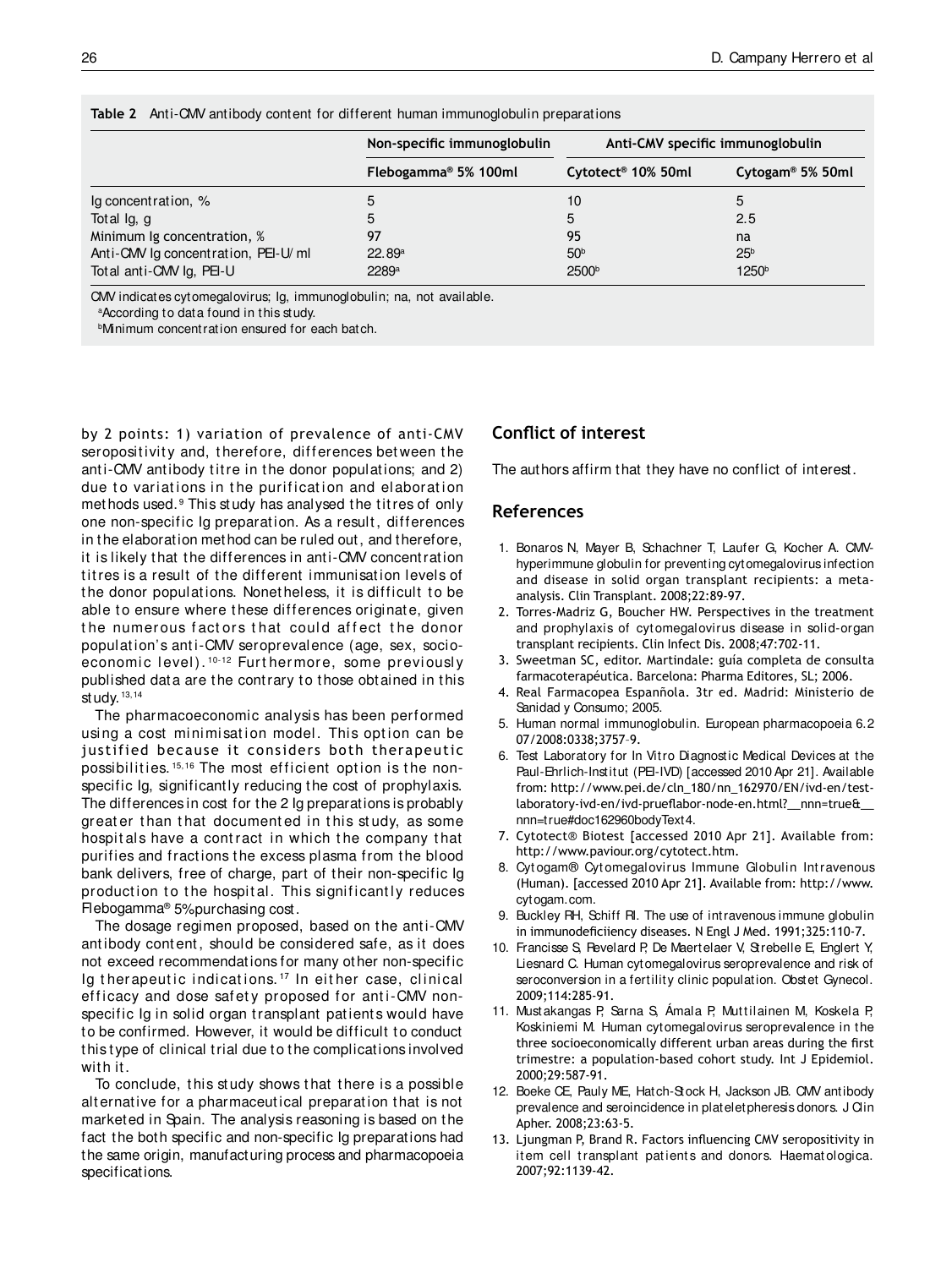**Table 2** Anti-CMV antibody content for different human immunoglobulin preparations

| | Non-specific immunoglobulin | Anti-CMV specific immunoglobulin | |
|---|---|---|---|
| | Flebogamma® 5% 100ml | Cytotect® 10% 50ml | Cytogam® 5% 50ml |
| Ig concentration, % | 5 | 10 | 5 |
| Total Ig, g | 5 | 5 | 2.5 |
| Minimum Ig concentration, % | 97 | 95 | na |
| Anti-CMV Ig concentration, PEI-U/ml | 22.89[a] | 50[b] | 25[b] |
| Total anti-CMV Ig, PEI-U | 2289[a] | 2500[b] | 1250[b] |

CMV indicates cytomegalovirus; Ig, immunoglobulin; na, not available.
[a]According to data found in this study.
[b]Minimum concentration ensured for each batch.

by 2 points: 1) variation of prevalence of anti-CMV seropositivity and, therefore, differences between the anti-CMV antibody titre in the donor populations; and 2) due to variations in the purification and elaboration methods used.[9] This study has analysed the titres of only one non-specific Ig preparation. As a result, differences in the elaboration method can be ruled out, and therefore, it is likely that the differences in anti-CMV concentration titres is a result of the different immunisation levels of the donor populations. Nonetheless, it is difficult to be able to ensure where these differences originate, given the numerous factors that could affect the donor population's anti-CMV seroprevalence (age, sex, socio-economic level).[10-12] Furthermore, some previously published data are the contrary to those obtained in this study.[13,14]

The pharmacoeconomic analysis has been performed using a cost minimisation model. This option can be justified because it considers both therapeutic possibilities.[15,16] The most efficient option is the non-specific Ig, significantly reducing the cost of prophylaxis. The differences in cost for the 2 Ig preparations is probably greater than that documented in this study, as some hospitals have a contract in which the company that purifies and fractions the excess plasma from the blood bank delivers, free of charge, part of their non-specific Ig production to the hospital. This significantly reduces Flebogamma® 5% purchasing cost.

The dosage regimen proposed, based on the anti-CMV antibody content, should be considered safe, as it does not exceed recommendations for many other non-specific Ig therapeutic indications.[17] In either case, clinical efficacy and dose safety proposed for anti-CMV non-specific Ig in solid organ transplant patients would have to be confirmed. However, it would be difficult to conduct this type of clinical trial due to the complications involved with it.

To conclude, this study shows that there is a possible alternative for a pharmaceutical preparation that is not marketed in Spain. The analysis reasoning is based on the fact the both specific and non-specific Ig preparations had the same origin, manufacturing process and pharmacopoeia specifications.

## Conflict of interest

The authors affirm that they have no conflict of interest.

## References

1. Bonaros N, Mayer B, Schachner T, Laufer G, Kocher A. CMV-hyperimmune globulin for preventing cytomegalovirus infection and disease in solid organ transplant recipients: a meta-analysis. Clin Transplant. 2008;22:89-97.
2. Torres-Madriz G, Boucher HW. Perspectives in the treatment and prophylaxis of cytomegalovirus disease in solid-organ transplant recipients. Clin Infect Dis. 2008;47:702-11.
3. Sweetman SC, editor. Martindale: guía completa de consulta farmacoterapéutica. Barcelona: Pharma Editores, SL; 2006.
4. Real Farmacopea Española. 3tr ed. Madrid: Ministerio de Sanidad y Consumo; 2005.
5. Human normal immunoglobulin. European pharmacopoeia 6.2 07/2008:0338;3757-9.
6. Test Laboratory for In Vitro Diagnostic Medical Devices at the Paul-Ehrlich-Institut (PEI-IVD) [accessed 2010 Apr 21]. Available from: http://www.pei.de/cln_180/nn_162970/EN/ivd-en/test-laboratory-ivd-en/ivd-prueflabor-node-en.html?__nnn=true&__nnn=true#doc162960bodyText4.
7. Cytotect® Biotest [accessed 2010 Apr 21]. Available from: http://www.paviour.org/cytotect.htm.
8. Cytogam® Cytomegalovirus Immune Globulin Intravenous (Human). [accessed 2010 Apr 21]. Available from: http://www.cytogam.com.
9. Buckley RH, Schiff RI. The use of intravenous immune globulin in immunodeficiency diseases. N Engl J Med. 1991;325:110-7.
10. Francisse S, Revelard P, De Maertelaer V, Strebelle E, Englert Y, Liesnard C. Human cytomegalovirus seroprevalence and risk of seroconversion in a fertility clinic population. Obstet Gynecol. 2009;114:285-91.
11. Mustakangas P, Sarna S, Ámala P, Muttilainen M, Koskela P, Koskiniemi M. Human cytomegalovirus seroprevalence in the three socioeconomically different urban areas during the first trimestre: a population-based cohort study. Int J Epidemiol. 2000;29:587-91.
12. Boeke CE, Pauly ME, Hatch-Stock H, Jackson JB. CMV antibody prevalence and seroincidence in plateletpheresis donors. J Clin Apher. 2008;23:63-5.
13. Ljungman P, Brand R. Factors influencing CMV seropositivity in item cell transplant patients and donors. Haematologica. 2007;92:1139-42.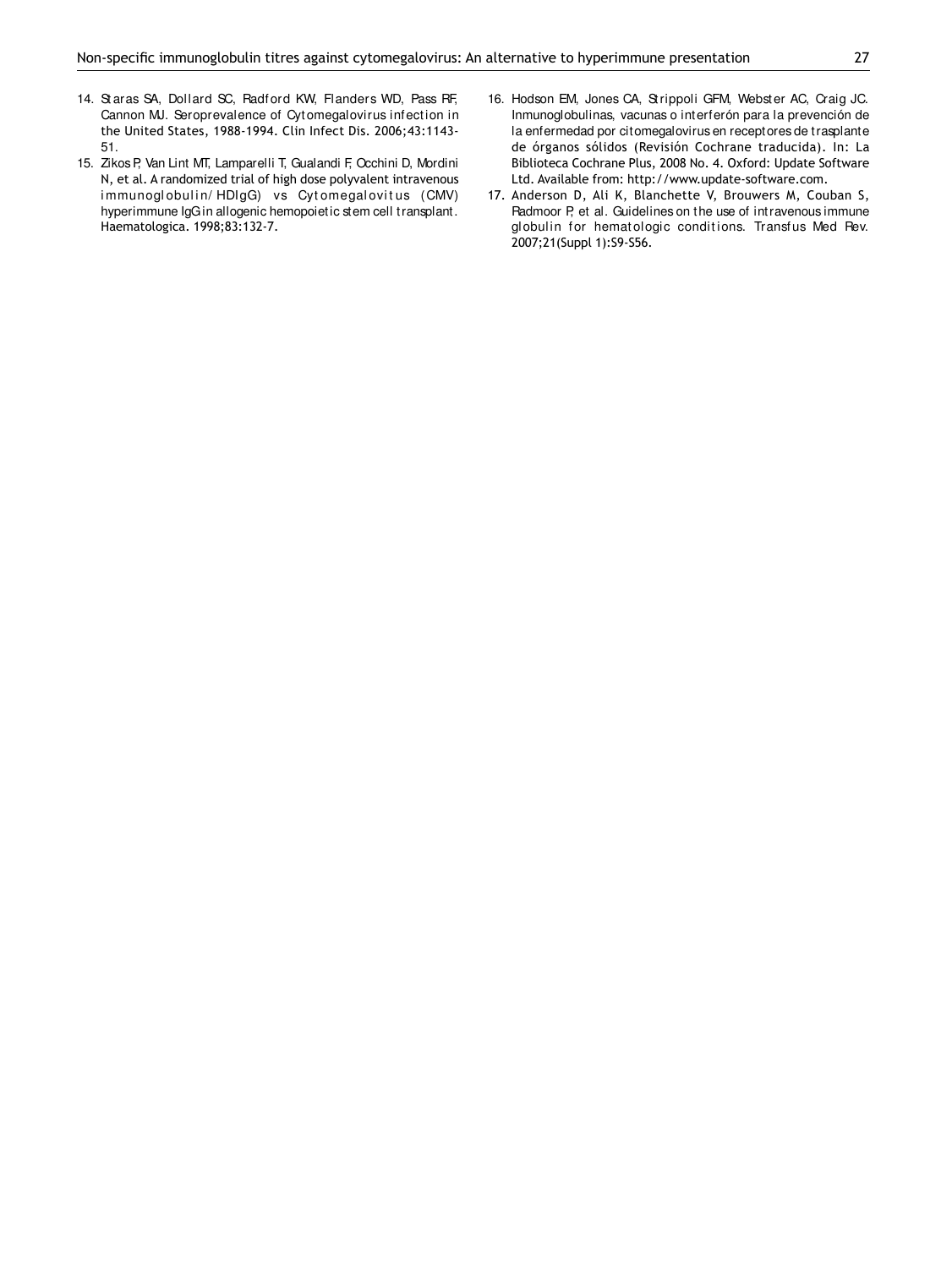14. Staras SA, Dollard SC, Radford KW, Flanders WD, Pass RF, Cannon MJ. Seroprevalence of Cytomegalovirus infection in the United States, 1988-1994. Clin Infect Dis. 2006;43:1143-51.
15. Zikos P, Van Lint MT, Lamparelli T, Gualandi F, Occhini D, Mordini N, et al. A randomized trial of high dose polyvalent intravenous immunoglobulin/HDIgG) vs Cytomegalovitus (CMV) hyperimmune IgG in allogenic hemopoietic stem cell transplant. Haematologica. 1998;83:132-7.
16. Hodson EM, Jones CA, Strippoli GFM, Webster AC, Craig JC. Inmunoglobulinas, vacunas o interferón para la prevención de la enfermedad por citomegalovirus en receptores de trasplante de órganos sólidos (Revisión Cochrane traducida). In: La Biblioteca Cochrane Plus, 2008 No. 4. Oxford: Update Software Ltd. Available from: http://www.update-software.com.
17. Anderson D, Ali K, Blanchette V, Brouwers M, Couban S, Radmoor P, et al. Guidelines on the use of intravenous immune globulin for hematologic conditions. Transfus Med Rev. 2007;21(Suppl 1):S9-S56.